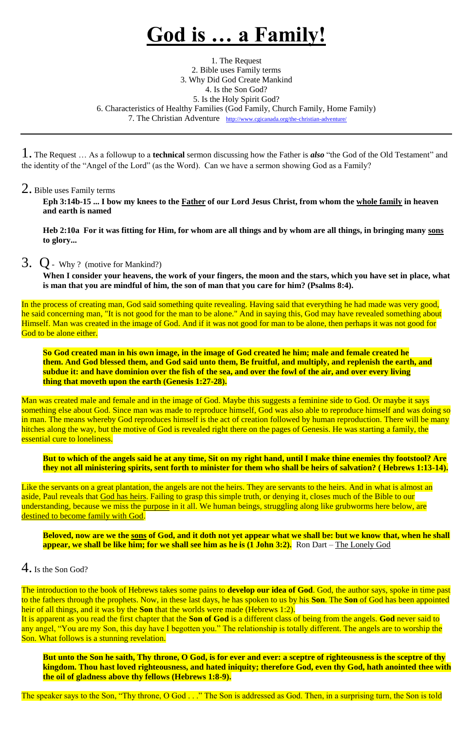# God is … a Family!

1. The Request
2. Bible uses Family terms
3. Why Did God Create Mankind
4. Is the Son God?
5. Is the Holy Spirit God?
6. Characteristics of Healthy Families (God Family, Church Family, Home Family)
7. The Christian Adventure http://www.cgicanada.org/the-christian-adventure/

---

1. The Request … As a followup to a **technical** sermon discussing how the Father is ***also*** "the God of the Old Testament" and the identity of the "Angel of the Lord" (as the Word). Can we have a sermon showing God as a Family?

2. Bible uses Family terms

**Eph 3:14b-15 ... I bow my knees to the <u>Father</u> of our Lord Jesus Christ, from whom the <u>whole family</u> in heaven and earth is named**

**Heb 2:10a For it was fitting for Him, for whom are all things and by whom are all things, in bringing many <u>sons</u> to glory...**

3. Q - Why ? (motive for Mankind?)

**When I consider your heavens, the work of your fingers, the moon and the stars, which you have set in place, what is man that you are mindful of him, the son of man that you care for him? (Psalms 8:4).**

In the process of creating man, God said something quite revealing. Having said that everything he had made was very good, he said concerning man, "It is not good for the man to be alone." And in saying this, God may have revealed something about Himself. Man was created in the image of God. And if it was not good for man to be alone, then perhaps it was not good for God to be alone either.

**So God created man in his own image, in the image of God created he him; male and female created he them. And God blessed them, and God said unto them, Be fruitful, and multiply, and replenish the earth, and subdue it: and have dominion over the fish of the sea, and over the fowl of the air, and over every living thing that moveth upon the earth (Genesis 1:27-28).**

Man was created male and female and in the image of God. Maybe this suggests a feminine side to God. Or maybe it says something else about God. Since man was made to reproduce himself, God was also able to reproduce himself and was doing so in man. The means whereby God reproduces himself is the act of creation followed by human reproduction. There will be many hitches along the way, but the motive of God is revealed right there on the pages of Genesis. He was starting a family, the essential cure to loneliness.

**But to which of the angels said he at any time, Sit on my right hand, until I make thine enemies thy footstool? Are they not all ministering spirits, sent forth to minister for them who shall be heirs of salvation? ( Hebrews 1:13-14).**

Like the servants on a great plantation, the angels are not the heirs. They are servants to the heirs. And in what is almost an aside, Paul reveals that <u>God has heirs</u>. Failing to grasp this simple truth, or denying it, closes much of the Bible to our understanding, because we miss the <u>purpose</u> in it all. We human beings, struggling along like grubworms here below, are <u>destined to become family with God</u>.

**Beloved, now are we the <u>sons</u> of God, and it doth not yet appear what we shall be: but we know that, when he shall appear, we shall be like him; for we shall see him as he is (1 John 3:2).** Ron Dart – <u>The Lonely God</u>

4. Is the Son God?

The introduction to the book of Hebrews takes some pains to **develop our idea of God**. God, the author says, spoke in time past to the fathers through the prophets. Now, in these last days, he has spoken to us by his **Son**. The **Son** of God has been appointed heir of all things, and it was by the **Son** that the worlds were made (Hebrews 1:2).
It is apparent as you read the first chapter that the **Son of God** is a different class of being from the angels. **God** never said to any angel, "You are my Son, this day have I begotten you." The relationship is totally different. The angels are to worship the Son. What follows is a stunning revelation.

**But unto the Son he saith, Thy throne, O God, is for ever and ever: a sceptre of righteousness is the sceptre of thy kingdom. Thou hast loved righteousness, and hated iniquity; therefore God, even thy God, hath anointed thee with the oil of gladness above thy fellows (Hebrews 1:8-9).**

The speaker says to the Son, "Thy throne, O God . . ." The Son is addressed as God. Then, in a surprising turn, the Son is told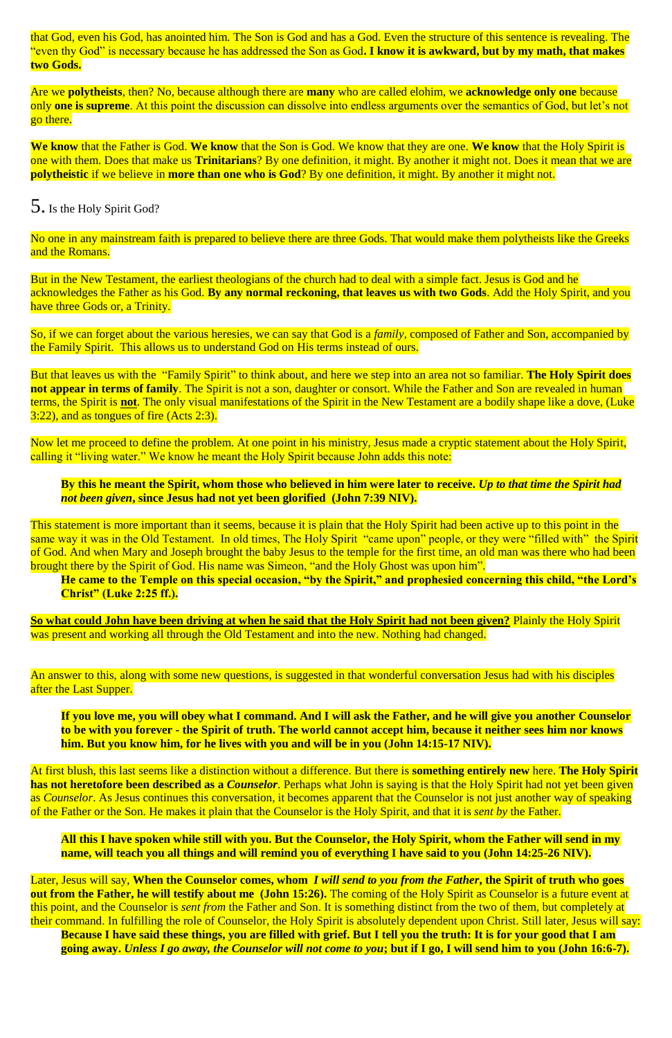that God, even his God, has anointed him. The Son is God and has a God. Even the structure of this sentence is revealing. The "even thy God" is necessary because he has addressed the Son as God**. I know it is awkward, but by my math, that makes two Gods.**

Are we **polytheists**, then? No, because although there are **many** who are called elohim, we **acknowledge only one** because only **one is supreme**. At this point the discussion can dissolve into endless arguments over the semantics of God, but let's not go there.

**We know** that the Father is God. **We know** that the Son is God. We know that they are one. **We know** that the Holy Spirit is one with them. Does that make us **Trinitarians**? By one definition, it might. By another it might not. Does it mean that we are **polytheistic** if we believe in **more than one who is God**? By one definition, it might. By another it might not.

## 5. Is the Holy Spirit God?

No one in any mainstream faith is prepared to believe there are three Gods. That would make them polytheists like the Greeks and the Romans.

But in the New Testament, the earliest theologians of the church had to deal with a simple fact. Jesus is God and he acknowledges the Father as his God. **By any normal reckoning, that leaves us with two Gods**. Add the Holy Spirit, and you have three Gods or, a Trinity.

So, if we can forget about the various heresies, we can say that God is a *family*, composed of Father and Son, accompanied by the Family Spirit. This allows us to understand God on His terms instead of ours.

But that leaves us with the "Family Spirit" to think about, and here we step into an area not so familiar. **The Holy Spirit does not appear in terms of family**. The Spirit is not a son, daughter or consort. While the Father and Son are revealed in human terms, the Spirit is **not**. The only visual manifestations of the Spirit in the New Testament are a bodily shape like a dove, (Luke 3:22), and as tongues of fire (Acts 2:3).

Now let me proceed to define the problem. At one point in his ministry, Jesus made a cryptic statement about the Holy Spirit, calling it "living water." We know he meant the Holy Spirit because John adds this note:

> **By this he meant the Spirit, whom those who believed in him were later to receive. *Up to that time the Spirit had not been given*, since Jesus had not yet been glorified (John 7:39 NIV).**

This statement is more important than it seems, because it is plain that the Holy Spirit had been active up to this point in the same way it was in the Old Testament. In old times, The Holy Spirit "came upon" people, or they were "filled with" the Spirit of God. And when Mary and Joseph brought the baby Jesus to the temple for the first time, an old man was there who had been brought there by the Spirit of God. His name was Simeon, "and the Holy Ghost was upon him".

> **He came to the Temple on this special occasion, "by the Spirit," and prophesied concerning this child, "the Lord's Christ" (Luke 2:25 ff.).**

<u>**So what could John have been driving at when he said that the Holy Spirit had not been given?**</u> Plainly the Holy Spirit was present and working all through the Old Testament and into the new. Nothing had changed.

An answer to this, along with some new questions, is suggested in that wonderful conversation Jesus had with his disciples after the Last Supper.

> **If you love me, you will obey what I command. And I will ask the Father, and he will give you another Counselor to be with you forever - the Spirit of truth. The world cannot accept him, because it neither sees him nor knows him. But you know him, for he lives with you and will be in you (John 14:15-17 NIV).**

At first blush, this last seems like a distinction without a difference. But there is **something entirely new** here. **The Holy Spirit has not heretofore been described as a *Counselor***. Perhaps what John is saying is that the Holy Spirit had not yet been given as *Counselor*. As Jesus continues this conversation, it becomes apparent that the Counselor is not just another way of speaking of the Father or the Son. He makes it plain that the Counselor is the Holy Spirit, and that it is *sent by* the Father.

> **All this I have spoken while still with you. But the Counselor, the Holy Spirit, whom the Father will send in my name, will teach you all things and will remind you of everything I have said to you (John 14:25-26 NIV).**

Later, Jesus will say, **When the Counselor comes, whom *I will send to you from the Father*, the Spirit of truth who goes out from the Father, he will testify about me (John 15:26).** The coming of the Holy Spirit as Counselor is a future event at this point, and the Counselor is *sent from* the Father and Son. It is something distinct from the two of them, but completely at their command. In fulfilling the role of Counselor, the Holy Spirit is absolutely dependent upon Christ. Still later, Jesus will say:

> **Because I have said these things, you are filled with grief. But I tell you the truth: It is for your good that I am going away. *Unless I go away, the Counselor will not come to you*; but if I go, I will send him to you (John 16:6-7).**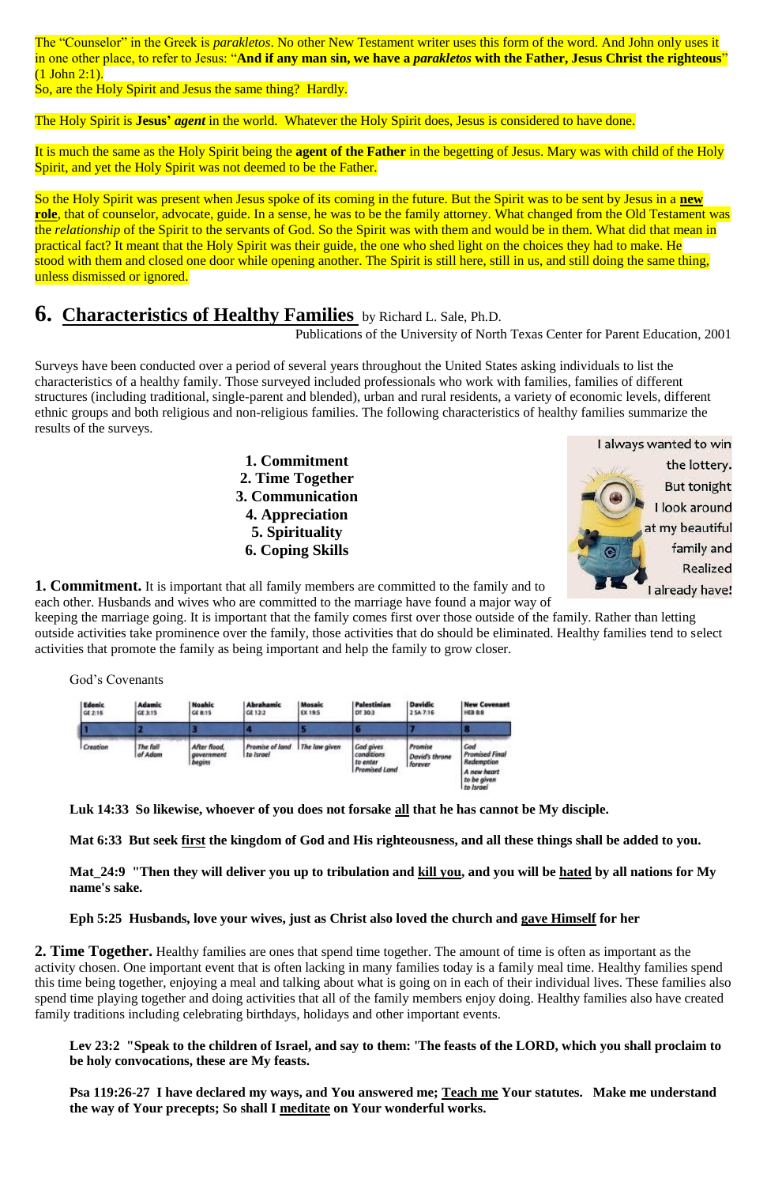The "Counselor" in the Greek is *parakletos*. No other New Testament writer uses this form of the word. And John only uses it in one other place, to refer to Jesus: "**And if any man sin, we have a *parakletos* with the Father, Jesus Christ the righteous**" (1 John 2:1).
So, are the Holy Spirit and Jesus the same thing? Hardly.

The Holy Spirit is **Jesus' *agent*** in the world. Whatever the Holy Spirit does, Jesus is considered to have done.

It is much the same as the Holy Spirit being the **agent of the Father** in the begetting of Jesus. Mary was with child of the Holy Spirit, and yet the Holy Spirit was not deemed to be the Father.

So the Holy Spirit was present when Jesus spoke of its coming in the future. But the Spirit was to be sent by Jesus in a **new role**, that of counselor, advocate, guide. In a sense, he was to be the family attorney. What changed from the Old Testament was the *relationship* of the Spirit to the servants of God. So the Spirit was with them and would be in them. What did that mean in practical fact? It meant that the Holy Spirit was their guide, the one who shed light on the choices they had to make. He stood with them and closed one door while opening another. The Spirit is still here, still in us, and still doing the same thing, unless dismissed or ignored.

## 6. Characteristics of Healthy Families by Richard L. Sale, Ph.D.

Publications of the University of North Texas Center for Parent Education, 2001

Surveys have been conducted over a period of several years throughout the United States asking individuals to list the characteristics of a healthy family. Those surveyed included professionals who work with families, families of different structures (including traditional, single-parent and blended), urban and rural residents, a variety of economic levels, different ethnic groups and both religious and non-religious families. The following characteristics of healthy families summarize the results of the surveys.

**1. Commitment**
**2. Time Together**
**3. Communication**
**4. Appreciation**
**5. Spirituality**
**6. Coping Skills**

I always wanted to win the lottery. But tonight I look around at my beautiful family and Realized I already have!

**1. Commitment.** It is important that all family members are committed to the family and to each other. Husbands and wives who are committed to the marriage have found a major way of keeping the marriage going. It is important that the family comes first over those outside of the family. Rather than letting outside activities take prominence over the family, those activities that do should be eliminated. Healthy families tend to select activities that promote the family as being important and help the family to grow closer.

God's Covenants

| Edenic GE 2:16 | Adamic GE 3:15 | Noahic GE 8:15 | Abrahamic GE 12:2 | Mosaic EX 19:5 | Palestinian DT 30:3 | Davidic 2 SA 7:16 | New Covenant HEB 8:8 |
|---|---|---|---|---|---|---|---|
| 1 | 2 | 3 | 4 | 5 | 6 | 7 | 8 |
| Creation | The fall of Adam | After flood, government begins | Promise of land to Israel | The law given | God gives conditions to enter Promised Land | Promise David's throne forever | God Promised Final Redemption A new heart to be given to Israel |

**Luk 14:33 So likewise, whoever of you does not forsake all that he has cannot be My disciple.**

**Mat 6:33 But seek first the kingdom of God and His righteousness, and all these things shall be added to you.**

**Mat_24:9 "Then they will deliver you up to tribulation and kill you, and you will be hated by all nations for My name's sake.**

**Eph 5:25 Husbands, love your wives, just as Christ also loved the church and gave Himself for her**

**2. Time Together.** Healthy families are ones that spend time together. The amount of time is often as important as the activity chosen. One important event that is often lacking in many families today is a family meal time. Healthy families spend this time being together, enjoying a meal and talking about what is going on in each of their individual lives. These families also spend time playing together and doing activities that all of the family members enjoy doing. Healthy families also have created family traditions including celebrating birthdays, holidays and other important events.

**Lev 23:2 "Speak to the children of Israel, and say to them: 'The feasts of the LORD, which you shall proclaim to be holy convocations, these are My feasts.**

**Psa 119:26-27 I have declared my ways, and You answered me; Teach me Your statutes. Make me understand the way of Your precepts; So shall I meditate on Your wonderful works.**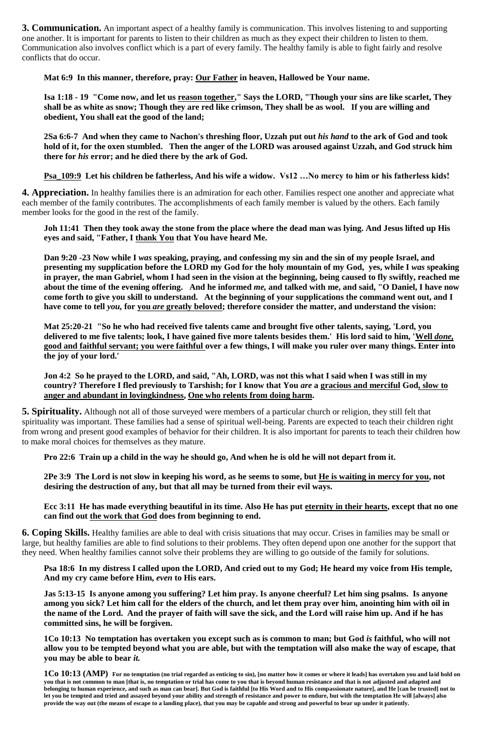**3. Communication.** An important aspect of a healthy family is communication. This involves listening to and supporting one another. It is important for parents to listen to their children as much as they expect their children to listen to them. Communication also involves conflict which is a part of every family. The healthy family is able to fight fairly and resolve conflicts that do occur.

> **Mat 6:9 In this manner, therefore, pray: <u>Our Father</u> in heaven, Hallowed be Your name.**
>
> **Isa 1:18 - 19 "Come now, and let us <u>reason together</u>," Says the LORD, "Though your sins are like scarlet, They shall be as white as snow; Though they are red like crimson, They shall be as wool. If you are willing and obedient, You shall eat the good of the land;**
>
> **2Sa 6:6-7 And when they came to Nachon's threshing floor, Uzzah put out *his hand* to the ark of God and took hold of it, for the oxen stumbled. Then the anger of the LORD was aroused against Uzzah, and God struck him there for *his* error; and he died there by the ark of God.**
>
> **<u>Psa_109:9</u> Let his children be fatherless, And his wife a widow. Vs12 …No mercy to him or his fatherless kids!**

**4. Appreciation.** In healthy families there is an admiration for each other. Families respect one another and appreciate what each member of the family contributes. The accomplishments of each family member is valued by the others. Each family member looks for the good in the rest of the family.

> **Joh 11:41 Then they took away the stone from the place where the dead man was lying. And Jesus lifted up His eyes and said, "Father, I <u>thank You</u> that You have heard Me.**
>
> **Dan 9:20 -23 Now while I *was* speaking, praying, and confessing my sin and the sin of my people Israel, and presenting my supplication before the LORD my God for the holy mountain of my God, yes, while I *was* speaking in prayer, the man Gabriel, whom I had seen in the vision at the beginning, being caused to fly swiftly, reached me about the time of the evening offering. And he informed *me,* and talked with me, and said, "O Daniel, I have now come forth to give you skill to understand. At the beginning of your supplications the command went out, and I have come to tell *you*, for <u>you *are* greatly beloved</u>; therefore consider the matter, and understand the vision:**
>
> **Mat 25:20-21 "So he who had received five talents came and brought five other talents, saying, 'Lord, you delivered to me five talents; look, I have gained five more talents besides them.' His lord said to him, '<u>Well *done,* good and faithful servant; you were faithful</u> over a few things, I will make you ruler over many things. Enter into the joy of your lord.'**
>
> **Jon 4:2 So he prayed to the LORD, and said, "Ah, LORD, was not this what I said when I was still in my country? Therefore I fled previously to Tarshish; for I know that You *are* a <u>gracious and merciful</u> God<u>, slow to anger and abundant in lovingkindness</u>, <u>One who relents from doing harm</u>.**

**5. Spirituality.** Although not all of those surveyed were members of a particular church or religion, they still felt that spirituality was important. These families had a sense of spiritual well-being. Parents are expected to teach their children right from wrong and present good examples of behavior for their children. It is also important for parents to teach their children how to make moral choices for themselves as they mature.

> **Pro 22:6 Train up a child in the way he should go, And when he is old he will not depart from it.**
>
> **2Pe 3:9 The Lord is not slow in keeping his word, as he seems to some, but <u>He is waiting in mercy for you</u>, not desiring the destruction of any, but that all may be turned from their evil ways.**
>
> **Ecc 3:11 He has made everything beautiful in its time. Also He has put <u>eternity in their hearts</u>, except that no one can find out <u>the work that God</u> does from beginning to end.**

**6. Coping Skills.** Healthy families are able to deal with crisis situations that may occur. Crises in families may be small or large, but healthy families are able to find solutions to their problems. They often depend upon one another for the support that they need. When healthy families cannot solve their problems they are willing to go outside of the family for solutions.

> **Psa 18:6 In my distress I called upon the LORD, And cried out to my God; He heard my voice from His temple, And my cry came before Him, *even* to His ears.**
>
> **Jas 5:13-15 Is anyone among you suffering? Let him pray. Is anyone cheerful? Let him sing psalms. Is anyone among you sick? Let him call for the elders of the church, and let them pray over him, anointing him with oil in the name of the Lord. And the prayer of faith will save the sick, and the Lord will raise him up. And if he has committed sins, he will be forgiven.**
>
> **1Co 10:13 No temptation has overtaken you except such as is common to man; but God *is* faithful, who will not allow you to be tempted beyond what you are able, but with the temptation will also make the way of escape, that you may be able to bear *it.***
>
> **1Co 10:13 (AMP) For no temptation (no trial regarded as enticing to sin), [no matter how it comes or where it leads] has overtaken you and laid hold on you that is not common to man [that is, no temptation or trial has come to you that is beyond human resistance and that is not adjusted and adapted and belonging to human experience, and such as man can bear]. But God is faithful [to His Word and to His compassionate nature], and He [can be trusted] not to let you be tempted and tried and assayed beyond your ability and strength of resistance and power to endure, but with the temptation He will [always] also provide the way out (the means of escape to a landing place), that you may be capable and strong and powerful to bear up under it patiently.**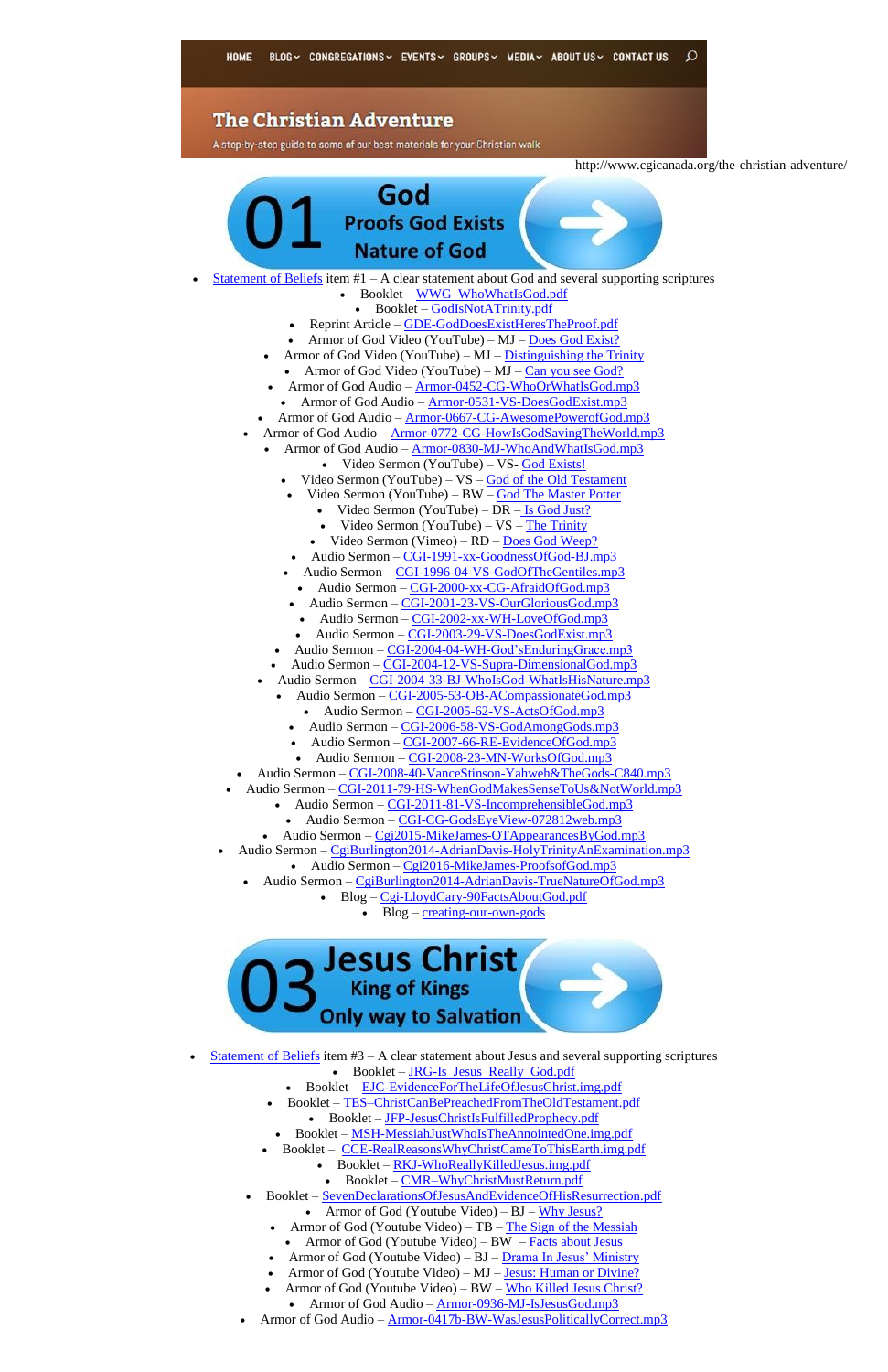HOME BLOG CONGREGATIONS EVENTS GROUPS MEDIA ABOUT US CONTACT US

# The Christian Adventure

A step-by-step guide to some of our best materials for your Christian walk

http://www.cgicanada.org/the-christian-adventure/

## 01 God — Proofs God Exists — Nature of God

- Statement of Beliefs item #1 – A clear statement about God and several supporting scriptures
- Booklet – WWG–WhoWhatIsGod.pdf
- Booklet – GodIsNotATrinity.pdf
- Reprint Article – GDE-GodDoesExistHeresTheProof.pdf
- Armor of God Video (YouTube) – MJ – Does God Exist?
- Armor of God Video (YouTube) – MJ – Distinguishing the Trinity
- Armor of God Video (YouTube) – MJ – Can you see God?
- Armor of God Audio – Armor-0452-CG-WhoOrWhatIsGod.mp3
- Armor of God Audio – Armor-0531-VS-DoesGodExist.mp3
- Armor of God Audio – Armor-0667-CG-AwesomePowerofGod.mp3
- Armor of God Audio – Armor-0772-CG-HowIsGodSavingTheWorld.mp3
- Armor of God Audio – Armor-0830-MJ-WhoAndWhatIsGod.mp3
- Video Sermon (YouTube) – VS- God Exists!
- Video Sermon (YouTube) – VS – God of the Old Testament
- Video Sermon (YouTube) – BW – God The Master Potter
- Video Sermon (YouTube) – DR – Is God Just?
- Video Sermon (YouTube) – VS – The Trinity
- Video Sermon (Vimeo) – RD – Does God Weep?
- Audio Sermon – CGI-1991-xx-GoodnessOfGod-BJ.mp3
- Audio Sermon – CGI-1996-04-VS-GodOfTheGentiles.mp3
- Audio Sermon – CGI-2000-xx-CG-AfraidOfGod.mp3
- Audio Sermon – CGI-2001-23-VS-OurGloriousGod.mp3
- Audio Sermon – CGI-2002-xx-WH-LoveOfGod.mp3
- Audio Sermon – CGI-2003-29-VS-DoesGodExist.mp3
- Audio Sermon – CGI-2004-04-WH-God'sEnduringGrace.mp3
- Audio Sermon – CGI-2004-12-VS-Supra-DimensionalGod.mp3
- Audio Sermon – CGI-2004-33-BJ-WhoIsGod-WhatIsHisNature.mp3
- Audio Sermon – CGI-2005-53-OB-ACompassionateGod.mp3
- Audio Sermon – CGI-2005-62-VS-ActsOfGod.mp3
- Audio Sermon – CGI-2006-58-VS-GodAmongGods.mp3
- Audio Sermon – CGI-2007-66-RE-EvidenceOfGod.mp3
- Audio Sermon – CGI-2008-23-MN-WorksOfGod.mp3
- Audio Sermon – CGI-2008-40-VanceStinson-Yahweh&TheGods-C840.mp3
- Audio Sermon – CGI-2011-79-HS-WhenGodMakesSenseToUs&NotWorld.mp3
- Audio Sermon – CGI-2011-81-VS-IncomprehensibleGod.mp3
- Audio Sermon – CGI-CG-GodsEyeView-072812web.mp3
- Audio Sermon – Cgi2015-MikeJames-OTAppearancesByGod.mp3
- Audio Sermon – CgiBurlington2014-AdrianDavis-HolyTrinityAnExamination.mp3
- Audio Sermon – Cgi2016-MikeJames-ProofsofGod.mp3
- Audio Sermon – CgiBurlington2014-AdrianDavis-TrueNatureOfGod.mp3
- Blog – Cgi-LloydCary-90FactsAboutGod.pdf
- Blog – creating-our-own-gods

## 03 Jesus Christ — King of Kings — Only way to Salvation

- Statement of Beliefs item #3 – A clear statement about Jesus and several supporting scriptures
- Booklet – JRG-Is_Jesus_Really_God.pdf
- Booklet – EJC-EvidenceForTheLifeOfJesusChrist.img.pdf
- Booklet – TES–ChristCanBePreachedFromTheOldTestament.pdf
- Booklet – JFP-JesusChristIsFulfilledProphecy.pdf
- Booklet – MSH-MessiahJustWhoIsTheAnnointedOne.img.pdf
- Booklet – CCE-RealReasonsWhyChristCameToThisEarth.img.pdf
- Booklet – RKJ-WhoReallyKilledJesus.img.pdf
- Booklet – CMR–WhyChristMustReturn.pdf
- Booklet – SevenDeclarationsOfJesusAndEvidenceOfHisResurrection.pdf
- Armor of God (Youtube Video) – BJ – Why Jesus?
- Armor of God (Youtube Video) – TB – The Sign of the Messiah
- Armor of God (Youtube Video) – BW – Facts about Jesus
- Armor of God (Youtube Video) – BJ – Drama In Jesus' Ministry
- Armor of God (Youtube Video) – MJ – Jesus: Human or Divine?
- Armor of God (Youtube Video) – BW – Who Killed Jesus Christ?
- Armor of God Audio – Armor-0936-MJ-IsJesusGod.mp3
- Armor of God Audio – Armor-0417b-BW-WasJesusPoliticallyCorrect.mp3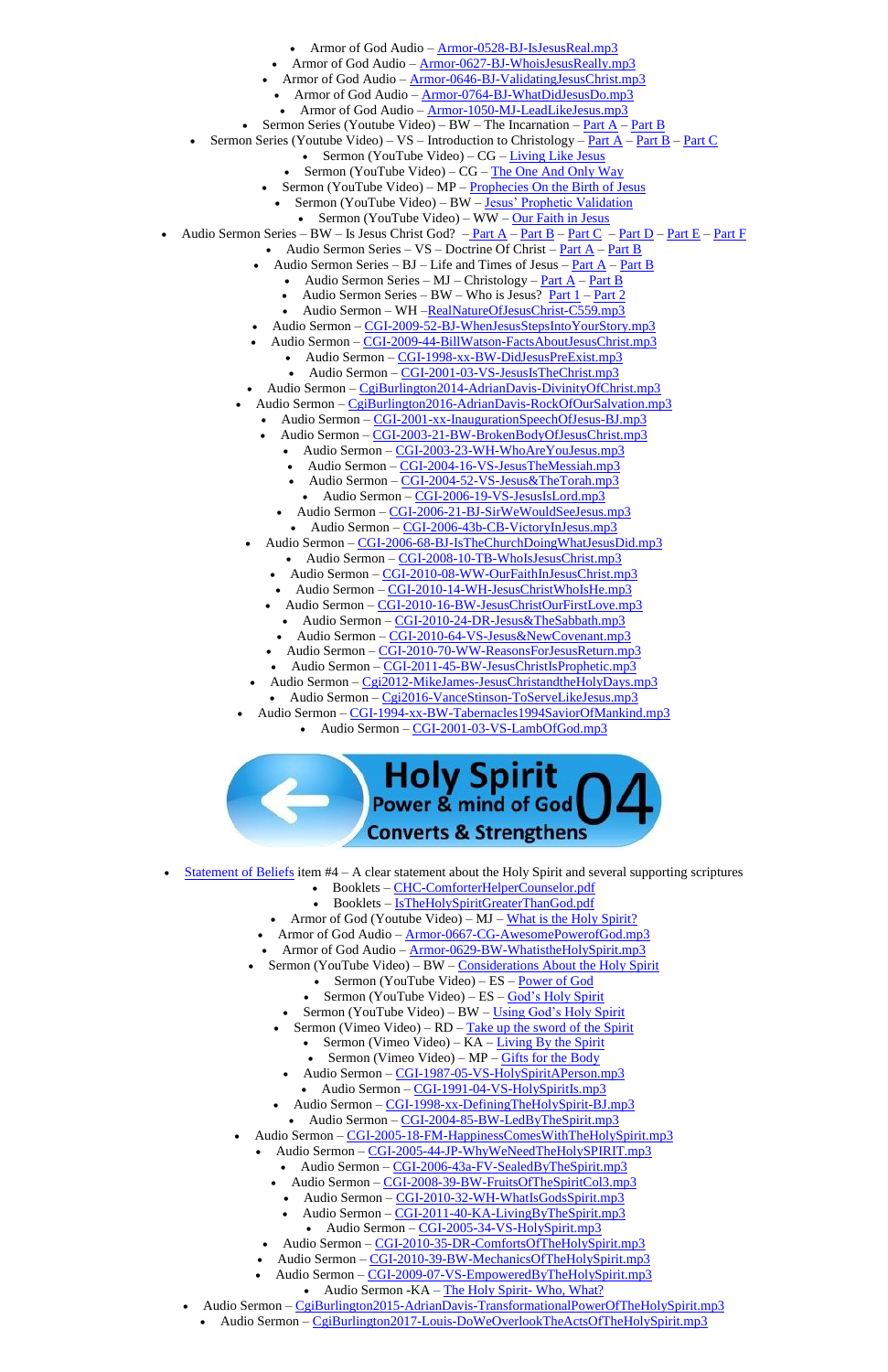- Armor of God Audio – Armor-0528-BJ-IsJesusReal.mp3
- Armor of God Audio – Armor-0627-BJ-WhoisJesusReally.mp3
- Armor of God Audio – Armor-0646-BJ-ValidatingJesusChrist.mp3
- Armor of God Audio – Armor-0764-BJ-WhatDidJesusDo.mp3
- Armor of God Audio – Armor-1050-MJ-LeadLikeJesus.mp3
- Sermon Series (Youtube Video) – BW – The Incarnation – Part A – Part B
- Sermon Series (Youtube Video) – VS – Introduction to Christology – Part A – Part B – Part C
- Sermon (YouTube Video) – CG – Living Like Jesus
- Sermon (YouTube Video) – CG – The One And Only Way
- Sermon (YouTube Video) – MP – Prophecies On the Birth of Jesus
- Sermon (YouTube Video) – BW – Jesus' Prophetic Validation
- Sermon (YouTube Video) – WW – Our Faith in Jesus
- Audio Sermon Series – BW – Is Jesus Christ God? – Part A – Part B – Part C – Part D – Part E – Part F
- Audio Sermon Series – VS – Doctrine Of Christ – Part A – Part B
- Audio Sermon Series – BJ – Life and Times of Jesus – Part A – Part B
- Audio Sermon Series – MJ – Christology – Part A – Part B
- Audio Sermon Series – BW – Who is Jesus? Part 1 – Part 2
- Audio Sermon – WH –RealNatureOfJesusChrist-C559.mp3
- Audio Sermon – CGI-2009-52-BJ-WhenJesusStepsIntoYourStory.mp3
- Audio Sermon – CGI-2009-44-BillWatson-FactsAboutJesusChrist.mp3
- Audio Sermon – CGI-1998-xx-BW-DidJesusPreExist.mp3
- Audio Sermon – CGI-2001-03-VS-JesusIsTheChrist.mp3
- Audio Sermon – CgiBurlington2014-AdrianDavis-DivinityOfChrist.mp3
- Audio Sermon – CgiBurlington2016-AdrianDavis-RockOfOurSalvation.mp3
- Audio Sermon – CGI-2001-xx-InaugurationSpeechOfJesus-BJ.mp3
- Audio Sermon – CGI-2003-21-BW-BrokenBodyOfJesusChrist.mp3
- Audio Sermon – CGI-2003-23-WH-WhoAreYouJesus.mp3
- Audio Sermon – CGI-2004-16-VS-JesusTheMessiah.mp3
- Audio Sermon – CGI-2004-52-VS-Jesus&TheTorah.mp3
- Audio Sermon – CGI-2006-19-VS-JesusIsLord.mp3
- Audio Sermon – CGI-2006-21-BJ-SirWeWouldSeeJesus.mp3
- Audio Sermon – CGI-2006-43b-CB-VictoryInJesus.mp3
- Audio Sermon – CGI-2006-68-BJ-IsTheChurchDoingWhatJesusDid.mp3
- Audio Sermon – CGI-2008-10-TB-WhoIsJesusChrist.mp3
- Audio Sermon – CGI-2010-08-WW-OurFaithInJesusChrist.mp3
- Audio Sermon – CGI-2010-14-WH-JesusChristWhoIsHe.mp3
- Audio Sermon – CGI-2010-16-BW-JesusChristOurFirstLove.mp3
- Audio Sermon – CGI-2010-24-DR-Jesus&TheSabbath.mp3
- Audio Sermon – CGI-2010-64-VS-Jesus&NewCovenant.mp3
- Audio Sermon – CGI-2010-70-WW-ReasonsForJesusReturn.mp3
- Audio Sermon – CGI-2011-45-BW-JesusChristIsProphetic.mp3
- Audio Sermon – Cgi2012-MikeJames-JesusChristandtheHolyDays.mp3
- Audio Sermon – Cgi2016-VanceStinson-ToServeLikeJesus.mp3
- Audio Sermon – CGI-1994-xx-BW-Tabernacles1994SaviorOfMankind.mp3
- Audio Sermon – CGI-2001-03-VS-LambOfGod.mp3

## Holy Spirit 04
**Power & mind of God**
**Converts & Strengthens**

- Statement of Beliefs item #4 – A clear statement about the Holy Spirit and several supporting scriptures
- Booklets – CHC-ComforterHelperCounselor.pdf
- Booklets – IsTheHolySpiritGreaterThanGod.pdf
- Armor of God (Youtube Video) – MJ – What is the Holy Spirit?
- Armor of God Audio – Armor-0667-CG-AwesomePowerofGod.mp3
- Armor of God Audio – Armor-0629-BW-WhatistheHolySpirit.mp3
- Sermon (YouTube Video) – BW – Considerations About the Holy Spirit
- Sermon (YouTube Video) – ES – Power of God
- Sermon (YouTube Video) – ES – God's Holy Spirit
- Sermon (YouTube Video) – BW – Using God's Holy Spirit
- Sermon (Vimeo Video) – RD – Take up the sword of the Spirit
- Sermon (Vimeo Video) – KA – Living By the Spirit
- Sermon (Vimeo Video) – MP – Gifts for the Body
- Audio Sermon – CGI-1987-05-VS-HolySpiritAPerson.mp3
- Audio Sermon – CGI-1991-04-VS-HolySpiritIs.mp3
- Audio Sermon – CGI-1998-xx-DefiningTheHolySpirit-BJ.mp3
- Audio Sermon – CGI-2004-85-BW-LedByTheSpirit.mp3
- Audio Sermon – CGI-2005-18-FM-HappinessComesWithTheHolySpirit.mp3
- Audio Sermon – CGI-2005-44-JP-WhyWeNeedTheHolySPIRIT.mp3
- Audio Sermon – CGI-2006-43a-FV-SealedByTheSpirit.mp3
- Audio Sermon – CGI-2008-39-BW-FruitsOfTheSpiritCol3.mp3
- Audio Sermon – CGI-2010-32-WH-WhatIsGodsSpirit.mp3
- Audio Sermon – CGI-2011-40-KA-LivingByTheSpirit.mp3
- Audio Sermon – CGI-2005-34-VS-HolySpirit.mp3
- Audio Sermon – CGI-2010-35-DR-ComfortsOfTheHolySpirit.mp3
- Audio Sermon – CGI-2010-39-BW-MechanicsOfTheHolySpirit.mp3
- Audio Sermon – CGI-2009-07-VS-EmpoweredByTheHolySpirit.mp3
- Audio Sermon -KA – The Holy Spirit- Who, What?
- Audio Sermon – CgiBurlington2015-AdrianDavis-TransformationalPowerOfTheHolySpirit.mp3
- Audio Sermon – CgiBurlington2017-Louis-DoWeOverlookTheActsOfTheHolySpirit.mp3